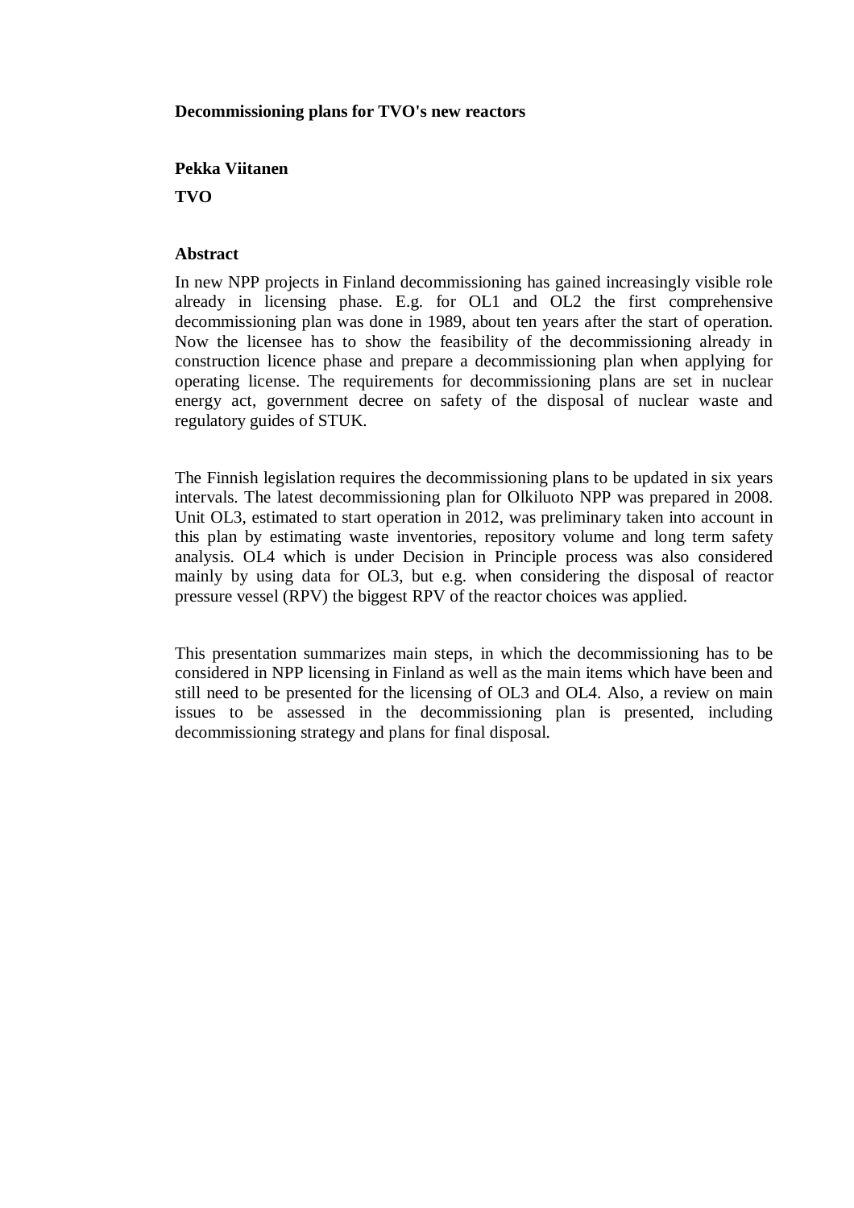# Decommissioning plans for TVO's new reactors

**Pekka Viitanen**

**TVO**

## Abstract

In new NPP projects in Finland decommissioning has gained increasingly visible role already in licensing phase. E.g. for OL1 and OL2 the first comprehensive decommissioning plan was done in 1989, about ten years after the start of operation. Now the licensee has to show the feasibility of the decommissioning already in construction licence phase and prepare a decommissioning plan when applying for operating license. The requirements for decommissioning plans are set in nuclear energy act, government decree on safety of the disposal of nuclear waste and regulatory guides of STUK.

The Finnish legislation requires the decommissioning plans to be updated in six years intervals. The latest decommissioning plan for Olkiluoto NPP was prepared in 2008. Unit OL3, estimated to start operation in 2012, was preliminary taken into account in this plan by estimating waste inventories, repository volume and long term safety analysis. OL4 which is under Decision in Principle process was also considered mainly by using data for OL3, but e.g. when considering the disposal of reactor pressure vessel (RPV) the biggest RPV of the reactor choices was applied.

This presentation summarizes main steps, in which the decommissioning has to be considered in NPP licensing in Finland as well as the main items which have been and still need to be presented for the licensing of OL3 and OL4. Also, a review on main issues to be assessed in the decommissioning plan is presented, including decommissioning strategy and plans for final disposal.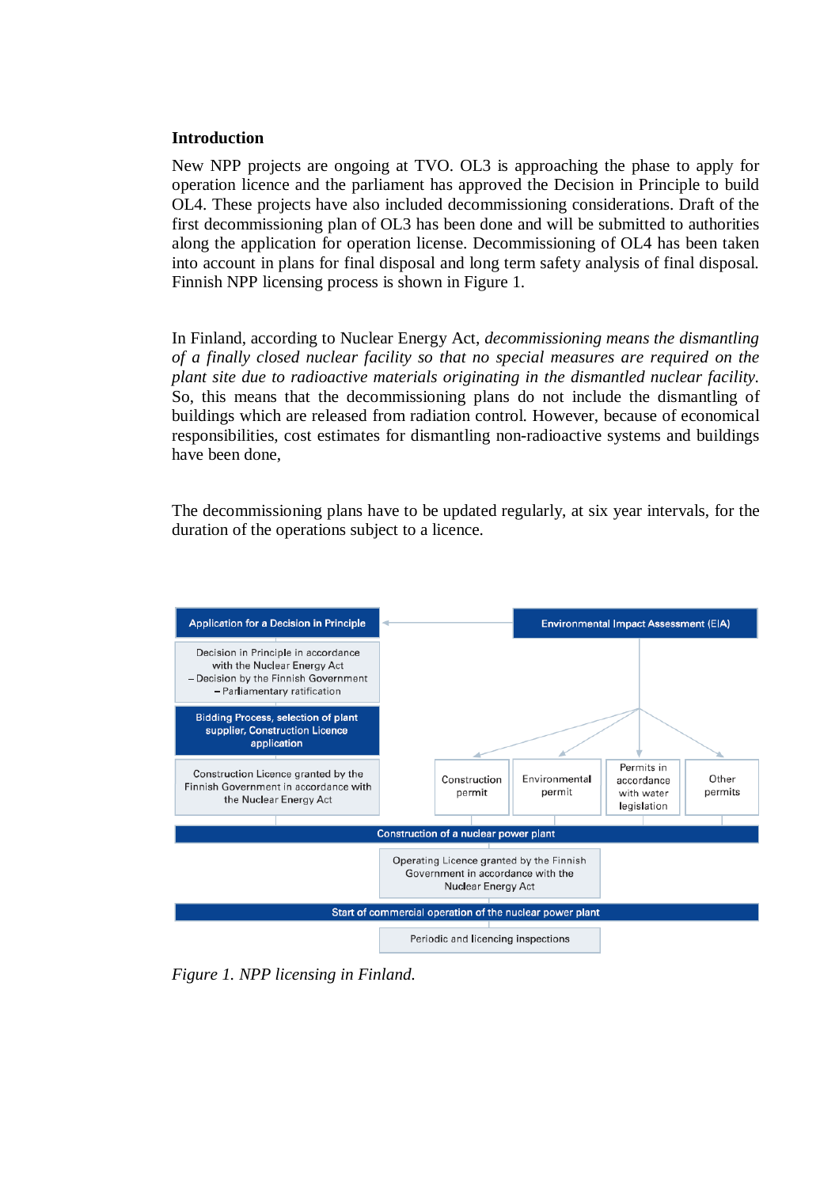## Introduction

New NPP projects are ongoing at TVO. OL3 is approaching the phase to apply for operation licence and the parliament has approved the Decision in Principle to build OL4. These projects have also included decommissioning considerations. Draft of the first decommissioning plan of OL3 has been done and will be submitted to authorities along the application for operation license. Decommissioning of OL4 has been taken into account in plans for final disposal and long term safety analysis of final disposal. Finnish NPP licensing process is shown in Figure 1.

In Finland, according to Nuclear Energy Act, *decommissioning means the dismantling of a finally closed nuclear facility so that no special measures are required on the plant site due to radioactive materials originating in the dismantled nuclear facility.* So, this means that the decommissioning plans do not include the dismantling of buildings which are released from radiation control. However, because of economical responsibilities, cost estimates for dismantling non-radioactive systems and buildings have been done,

The decommissioning plans have to be updated regularly, at six year intervals, for the duration of the operations subject to a licence.

**Application for a Decision in Principle** ← **Environmental Impact Assessment (EIA)**

Decision in Principle in accordance with the Nuclear Energy Act
– Decision by the Finnish Government
– Parliamentary ratification

**Bidding Process, selection of plant supplier, Construction Licence application**

Construction Licence granted by the Finnish Government in accordance with the Nuclear Energy Act

Construction permit | Environmental permit | Permits in accordance with water legislation | Other permits

**Construction of a nuclear power plant**

Operating Licence granted by the Finnish Government in accordance with the Nuclear Energy Act

**Start of commercial operation of the nuclear power plant**

Periodic and licencing inspections

*Figure 1. NPP licensing in Finland.*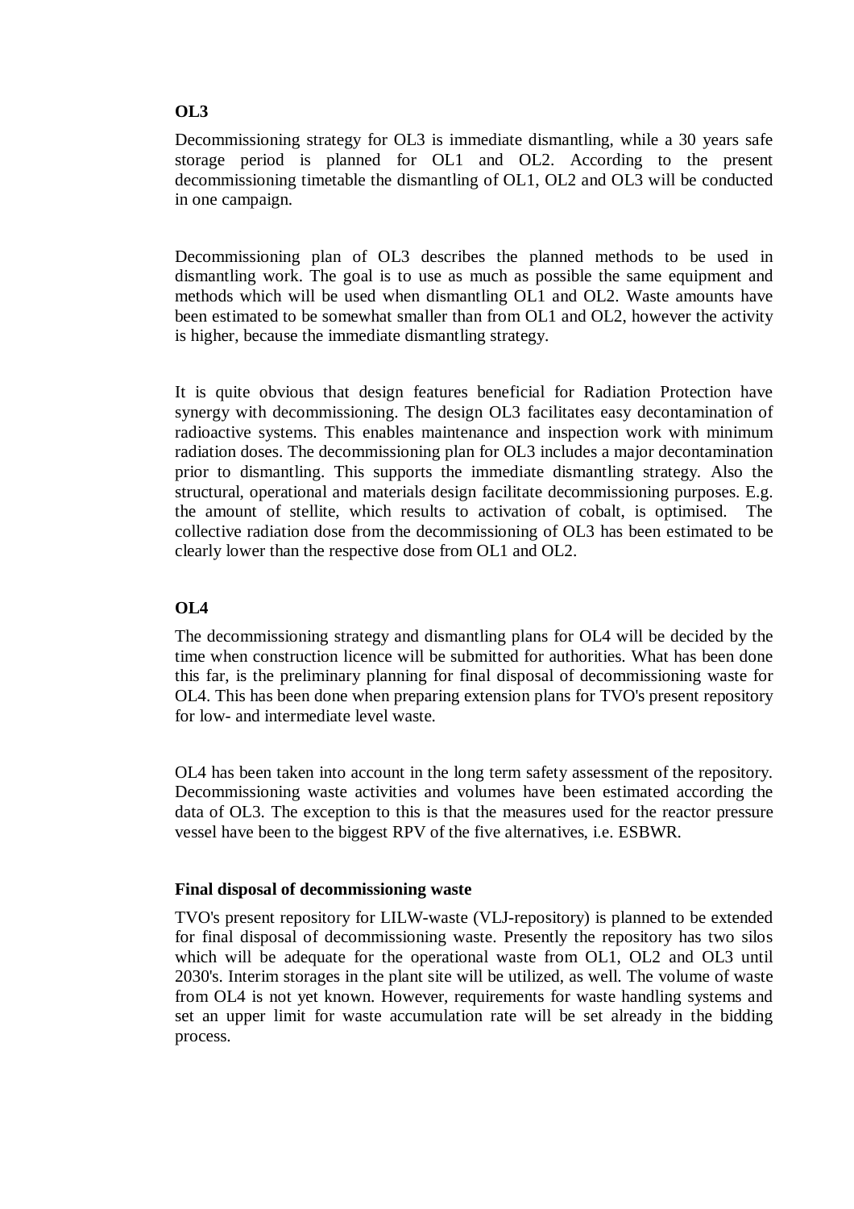**OL3**

Decommissioning strategy for OL3 is immediate dismantling, while a 30 years safe storage period is planned for OL1 and OL2. According to the present decommissioning timetable the dismantling of OL1, OL2 and OL3 will be conducted in one campaign.

Decommissioning plan of OL3 describes the planned methods to be used in dismantling work. The goal is to use as much as possible the same equipment and methods which will be used when dismantling OL1 and OL2. Waste amounts have been estimated to be somewhat smaller than from OL1 and OL2, however the activity is higher, because the immediate dismantling strategy.

It is quite obvious that design features beneficial for Radiation Protection have synergy with decommissioning. The design OL3 facilitates easy decontamination of radioactive systems. This enables maintenance and inspection work with minimum radiation doses. The decommissioning plan for OL3 includes a major decontamination prior to dismantling. This supports the immediate dismantling strategy. Also the structural, operational and materials design facilitate decommissioning purposes. E.g. the amount of stellite, which results to activation of cobalt, is optimised. The collective radiation dose from the decommissioning of OL3 has been estimated to be clearly lower than the respective dose from OL1 and OL2.

**OL4**

The decommissioning strategy and dismantling plans for OL4 will be decided by the time when construction licence will be submitted for authorities. What has been done this far, is the preliminary planning for final disposal of decommissioning waste for OL4. This has been done when preparing extension plans for TVO's present repository for low- and intermediate level waste.

OL4 has been taken into account in the long term safety assessment of the repository. Decommissioning waste activities and volumes have been estimated according the data of OL3. The exception to this is that the measures used for the reactor pressure vessel have been to the biggest RPV of the five alternatives, i.e. ESBWR.

**Final disposal of decommissioning waste**

TVO's present repository for LILW-waste (VLJ-repository) is planned to be extended for final disposal of decommissioning waste. Presently the repository has two silos which will be adequate for the operational waste from OL1, OL2 and OL3 until 2030's. Interim storages in the plant site will be utilized, as well. The volume of waste from OL4 is not yet known. However, requirements for waste handling systems and set an upper limit for waste accumulation rate will be set already in the bidding process.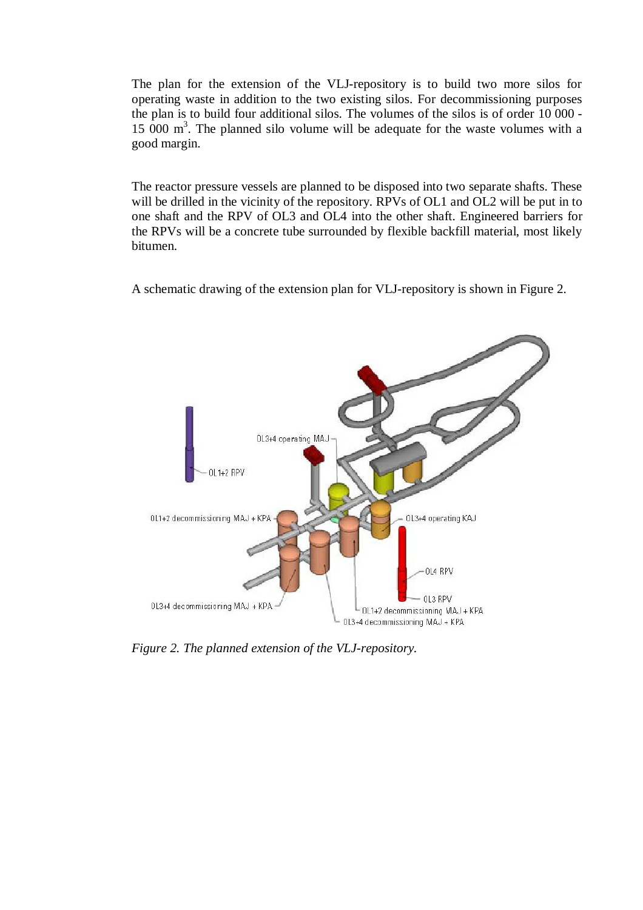The plan for the extension of the VLJ-repository is to build two more silos for operating waste in addition to the two existing silos. For decommissioning purposes the plan is to build four additional silos. The volumes of the silos is of order 10 000 - 15 000 $m^3$. The planned silo volume will be adequate for the waste volumes with a good margin.

The reactor pressure vessels are planned to be disposed into two separate shafts. These will be drilled in the vicinity of the repository. RPVs of OL1 and OL2 will be put in to one shaft and the RPV of OL3 and OL4 into the other shaft. Engineered barriers for the RPVs will be a concrete tube surrounded by flexible backfill material, most likely bitumen.

A schematic drawing of the extension plan for VLJ-repository is shown in Figure 2.

*Figure 2. The planned extension of the VLJ-repository.*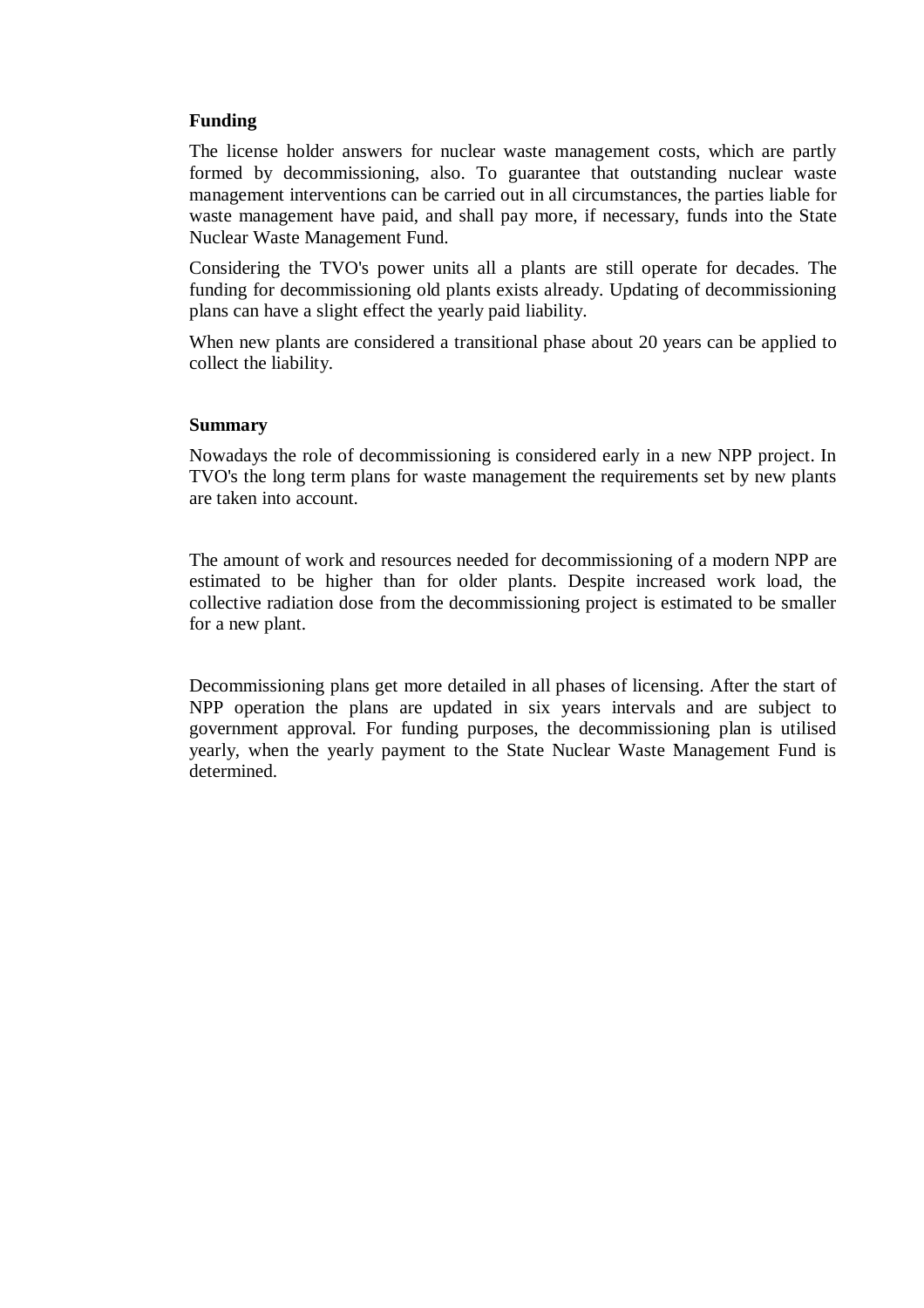**Funding**

The license holder answers for nuclear waste management costs, which are partly formed by decommissioning, also. To guarantee that outstanding nuclear waste management interventions can be carried out in all circumstances, the parties liable for waste management have paid, and shall pay more, if necessary, funds into the State Nuclear Waste Management Fund.

Considering the TVO's power units all a plants are still operate for decades. The funding for decommissioning old plants exists already. Updating of decommissioning plans can have a slight effect the yearly paid liability.

When new plants are considered a transitional phase about 20 years can be applied to collect the liability.

**Summary**

Nowadays the role of decommissioning is considered early in a new NPP project. In TVO's the long term plans for waste management the requirements set by new plants are taken into account.

The amount of work and resources needed for decommissioning of a modern NPP are estimated to be higher than for older plants. Despite increased work load, the collective radiation dose from the decommissioning project is estimated to be smaller for a new plant.

Decommissioning plans get more detailed in all phases of licensing. After the start of NPP operation the plans are updated in six years intervals and are subject to government approval. For funding purposes, the decommissioning plan is utilised yearly, when the yearly payment to the State Nuclear Waste Management Fund is determined.